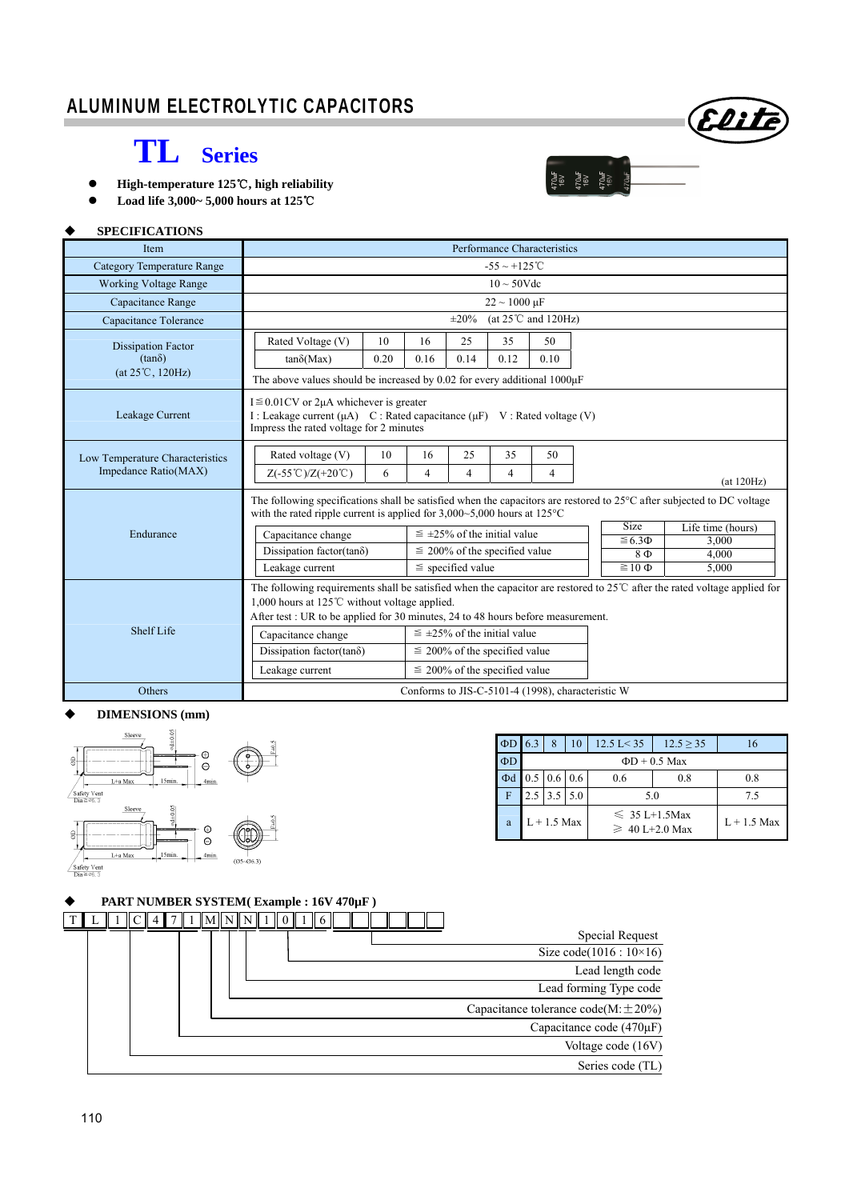# ALUMINUM ELECTROLYTIC CAPACITORS

# TL Series

- **High-temperature 125℃, high reliability**
- **Load life 3,000~ 5,000 hours at 125℃**

## ◆ SPECIFICATIONS

| Item | Performance Characteristics |
|---|---|
| Category Temperature Range | -55 ~ +125℃ |
| Working Voltage Range | 10 ~ 50Vdc |
| Capacitance Range | 22 ~ 1000 μF |
| Capacitance Tolerance | ±20% (at 25℃ and 120Hz) |
| Dissipation Factor (tanδ) (at 25℃, 120Hz) | Rated Voltage (V): 10 / 16 / 25 / 35 / 50<br>tanδ(Max): 0.20 / 0.16 / 0.14 / 0.12 / 0.10<br>The above values should be increased by 0.02 for every additional 1000μF |
| Leakage Current | I≦0.01CV or 2μA whichever is greater<br>I : Leakage current (μA) C : Rated capacitance (μF) V : Rated voltage (V)<br>Impress the rated voltage for 2 minutes |
| Low Temperature Characteristics Impedance Ratio(MAX) | Rated voltage (V): 10 / 16 / 25 / 35 / 50<br>Z(-55℃)/Z(+20℃): 6 / 4 / 4 / 4 / 4<br>(at 120Hz) |
| Endurance | The following specifications shall be satisfied when the capacitors are restored to 25°C after subjected to DC voltage with the rated ripple current is applied for 3,000~5,000 hours at 125°C<br>Capacitance change: ≦ ±25% of the initial value<br>Dissipation factor(tanδ): ≦ 200% of the specified value<br>Leakage current: ≦ specified value<br>Size / Life time (hours): ≦6.3Φ / 3,000; 8 Φ / 4,000; ≧10 Φ / 5,000 |
| Shelf Life | The following requirements shall be satisfied when the capacitor are restored to 25℃ after the rated voltage applied for 1,000 hours at 125℃ without voltage applied.<br>After test : UR to be applied for 30 minutes, 24 to 48 hours before measurement.<br>Capacitance change: ≦ ±25% of the initial value<br>Dissipation factor(tanδ): ≦ 200% of the specified value<br>Leakage current: ≦ 200% of the specified value |
| Others | Conforms to JIS-C-5101-4 (1998), characteristic W |

## ◆ DIMENSIONS (mm)

| ΦD | 6.3 | 8 | 10 | 12.5 L< 35 | 12.5 ≥ 35 | 16 |
|---|---|---|---|---|---|---|
| ΦD | ΦD + 0.5 Max | | | | | |
| Φd | 0.5 | 0.6 | 0.6 | 0.6 | 0.8 | 0.8 |
| F | 2.5 | 3.5 | 5.0 | 5.0 | | 7.5 |
| a | L + 1.5 Max | | | ≦ 35 L+1.5Max<br>≧ 40 L+2.0 Max | | L + 1.5 Max |

## ◆ PART NUMBER SYSTEM( Example : 16V 470μF )

T L 1 C 4 7 1 M N N 1 0 1 6

- Special Request
- Size code(1016 : 10×16)
- Lead length code
- Lead forming Type code
- Capacitance tolerance code(M:±20%)
- Capacitance code (470μF)
- Voltage code (16V)
- Series code (TL)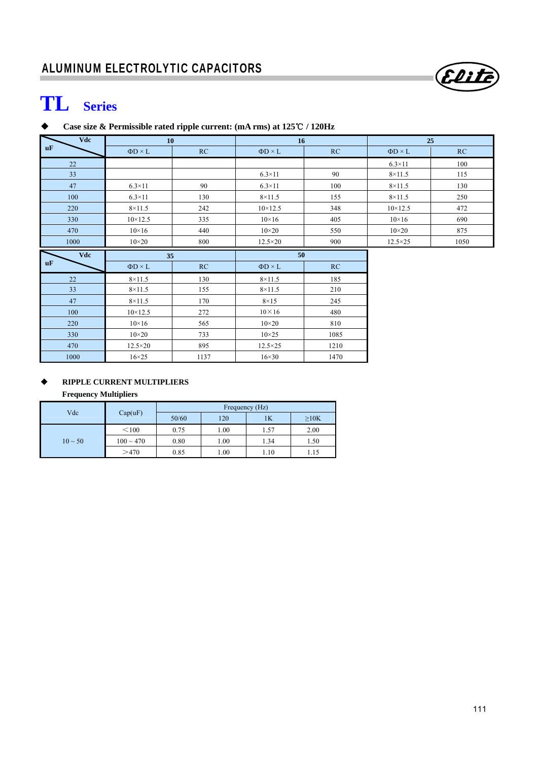## ALUMINUM ELECTROLYTIC CAPACITORS

# TL Series

◆ **Case size & Permissible rated ripple current: (mA rms) at 125℃ / 120Hz**

| uF \ Vdc | 10 | | 16 | | 25 | |
|---|---|---|---|---|---|---|
| | ΦD × L | RC | ΦD × L | RC | ΦD × L | RC |
| 22 | | | | | 6.3×11 | 100 |
| 33 | | | 6.3×11 | 90 | 8×11.5 | 115 |
| 47 | 6.3×11 | 90 | 6.3×11 | 100 | 8×11.5 | 130 |
| 100 | 6.3×11 | 130 | 8×11.5 | 155 | 8×11.5 | 250 |
| 220 | 8×11.5 | 242 | 10×12.5 | 348 | 10×12.5 | 472 |
| 330 | 10×12.5 | 335 | 10×16 | 405 | 10×16 | 690 |
| 470 | 10×16 | 440 | 10×20 | 550 | 10×20 | 875 |
| 1000 | 10×20 | 800 | 12.5×20 | 900 | 12.5×25 | 1050 |

| uF \ Vdc | 35 | | 50 | |
|---|---|---|---|---|
| | ΦD × L | RC | ΦD × L | RC |
| 22 | 8×11.5 | 130 | 8×11.5 | 185 |
| 33 | 8×11.5 | 155 | 8×11.5 | 210 |
| 47 | 8×11.5 | 170 | 8×15 | 245 |
| 100 | 10×12.5 | 272 | 10×16 | 480 |
| 220 | 10×16 | 565 | 10×20 | 810 |
| 330 | 10×20 | 733 | 10×25 | 1085 |
| 470 | 12.5×20 | 895 | 12.5×25 | 1210 |
| 1000 | 16×25 | 1137 | 16×30 | 1470 |

◆ **RIPPLE CURRENT MULTIPLIERS**

**Frequency Multipliers**

| Vdc | Cap(uF) | Frequency (Hz) | | | |
|---|---|---|---|---|---|
| | | 50/60 | 120 | 1K | ≥10K |
| 10 ~ 50 | ＜100 | 0.75 | 1.00 | 1.57 | 2.00 |
| | 100 ~ 470 | 0.80 | 1.00 | 1.34 | 1.50 |
| | ＞470 | 0.85 | 1.00 | 1.10 | 1.15 |